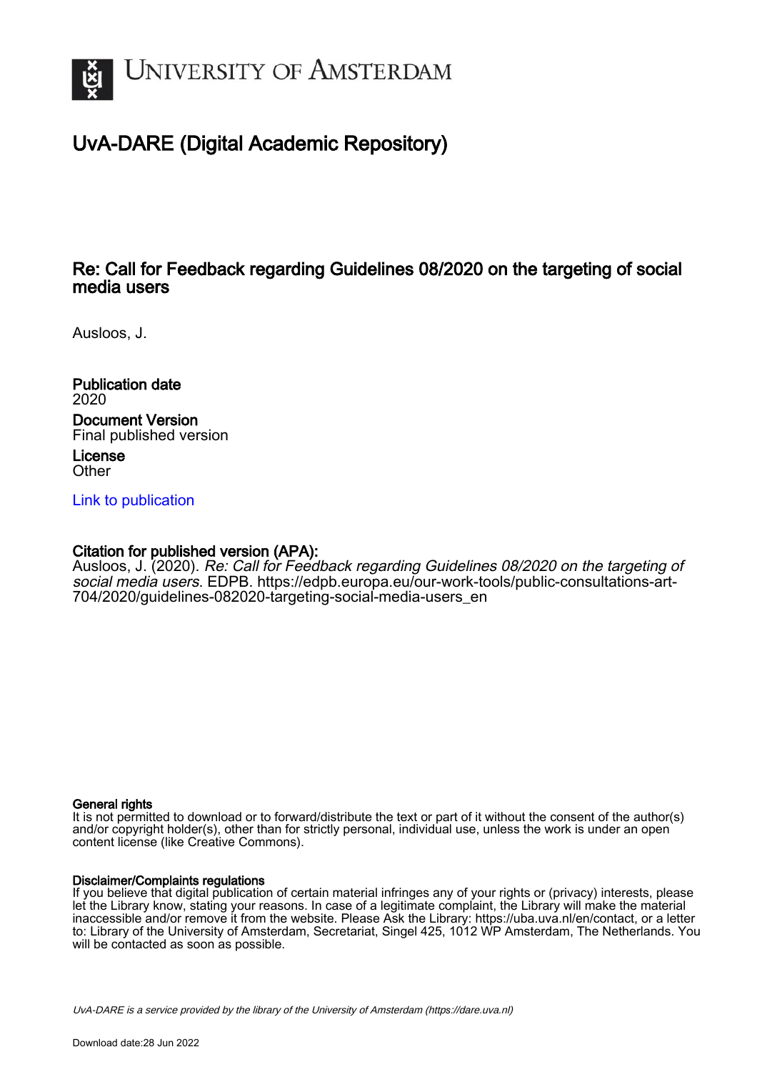University of Amsterdam

# UvA-DARE (Digital Academic Repository)

## Re: Call for Feedback regarding Guidelines 08/2020 on the targeting of social media users

Ausloos, J.

**Publication date**
2020

**Document Version**
Final published version

**License**
Other

Link to publication

**Citation for published version (APA):**
Ausloos, J. (2020). *Re: Call for Feedback regarding Guidelines 08/2020 on the targeting of social media users*. EDPB. https://edpb.europa.eu/our-work-tools/public-consultations-art-704/2020/guidelines-082020-targeting-social-media-users_en

**General rights**
It is not permitted to download or to forward/distribute the text or part of it without the consent of the author(s) and/or copyright holder(s), other than for strictly personal, individual use, unless the work is under an open content license (like Creative Commons).

**Disclaimer/Complaints regulations**
If you believe that digital publication of certain material infringes any of your rights or (privacy) interests, please let the Library know, stating your reasons. In case of a legitimate complaint, the Library will make the material inaccessible and/or remove it from the website. Please Ask the Library: https://uba.uva.nl/en/contact, or a letter to: Library of the University of Amsterdam, Secretariat, Singel 425, 1012 WP Amsterdam, The Netherlands. You will be contacted as soon as possible.

*UvA-DARE is a service provided by the library of the University of Amsterdam (https://dare.uva.nl)*

Download date:28 Jun 2022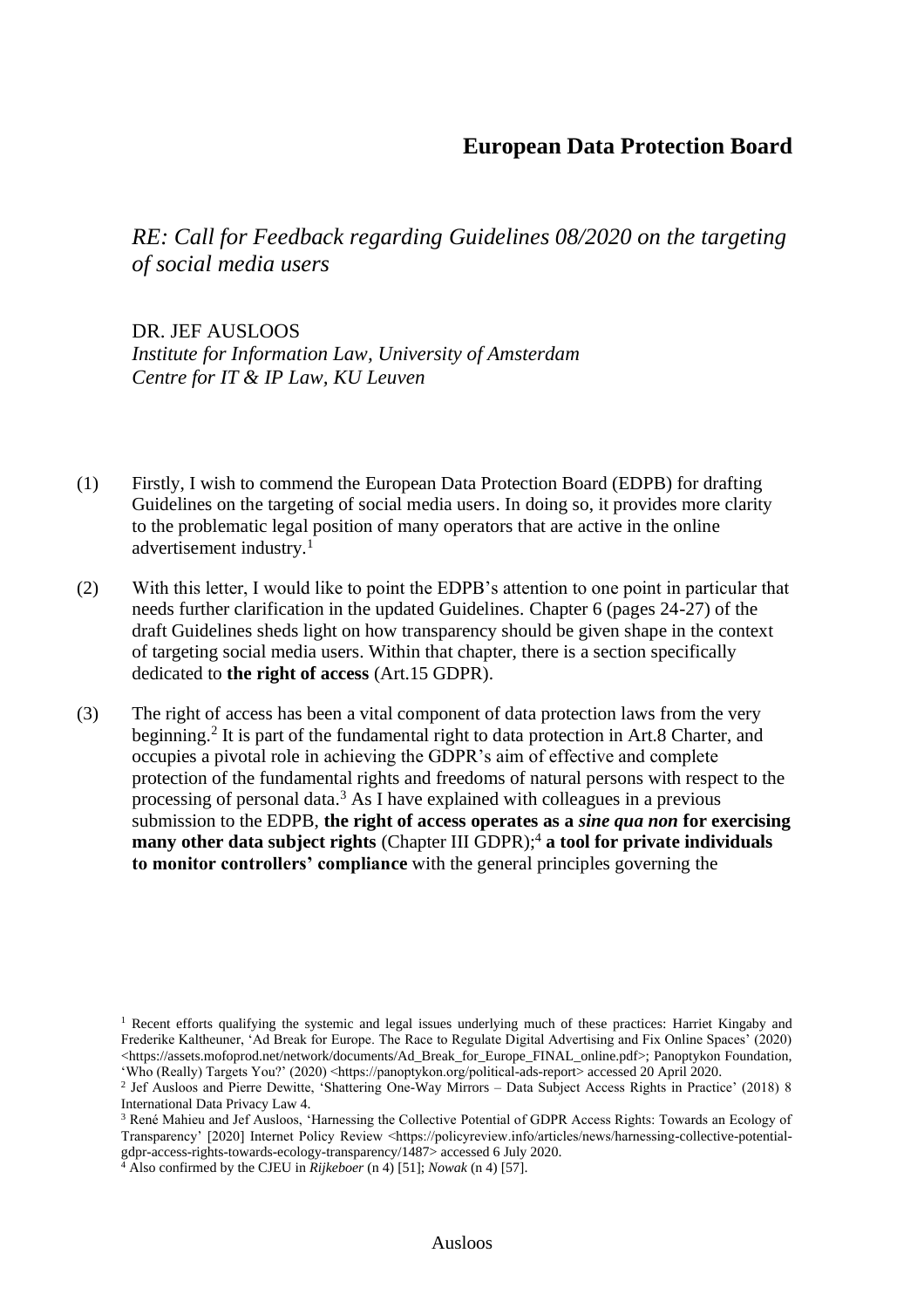# European Data Protection Board

*RE: Call for Feedback regarding Guidelines 08/2020 on the targeting of social media users*

DR. JEF AUSLOOS
*Institute for Information Law, University of Amsterdam*
*Centre for IT & IP Law, KU Leuven*

(1) Firstly, I wish to commend the European Data Protection Board (EDPB) for drafting Guidelines on the targeting of social media users. In doing so, it provides more clarity to the problematic legal position of many operators that are active in the online advertisement industry.[1]

(2) With this letter, I would like to point the EDPB's attention to one point in particular that needs further clarification in the updated Guidelines. Chapter 6 (pages 24-27) of the draft Guidelines sheds light on how transparency should be given shape in the context of targeting social media users. Within that chapter, there is a section specifically dedicated to **the right of access** (Art.15 GDPR).

(3) The right of access has been a vital component of data protection laws from the very beginning.[2] It is part of the fundamental right to data protection in Art.8 Charter, and occupies a pivotal role in achieving the GDPR's aim of effective and complete protection of the fundamental rights and freedoms of natural persons with respect to the processing of personal data.[3] As I have explained with colleagues in a previous submission to the EDPB, **the right of access operates as a *sine qua non* for exercising many other data subject rights** (Chapter III GDPR);[4] **a tool for private individuals to monitor controllers' compliance** with the general principles governing the

---

[1] Recent efforts qualifying the systemic and legal issues underlying much of these practices: Harriet Kingaby and Frederike Kaltheuner, 'Ad Break for Europe. The Race to Regulate Digital Advertising and Fix Online Spaces' (2020) <https://assets.mofoprod.net/network/documents/Ad_Break_for_Europe_FINAL_online.pdf>; Panoptykon Foundation, 'Who (Really) Targets You?' (2020) <https://panoptykon.org/political-ads-report> accessed 20 April 2020.

[2] Jef Ausloos and Pierre Dewitte, 'Shattering One-Way Mirrors – Data Subject Access Rights in Practice' (2018) 8 International Data Privacy Law 4.

[3] René Mahieu and Jef Ausloos, 'Harnessing the Collective Potential of GDPR Access Rights: Towards an Ecology of Transparency' [2020] Internet Policy Review <https://policyreview.info/articles/news/harnessing-collective-potential-gdpr-access-rights-towards-ecology-transparency/1487> accessed 6 July 2020.

[4] Also confirmed by the CJEU in *Rijkeboer* (n 4) [51]; *Nowak* (n 4) [57].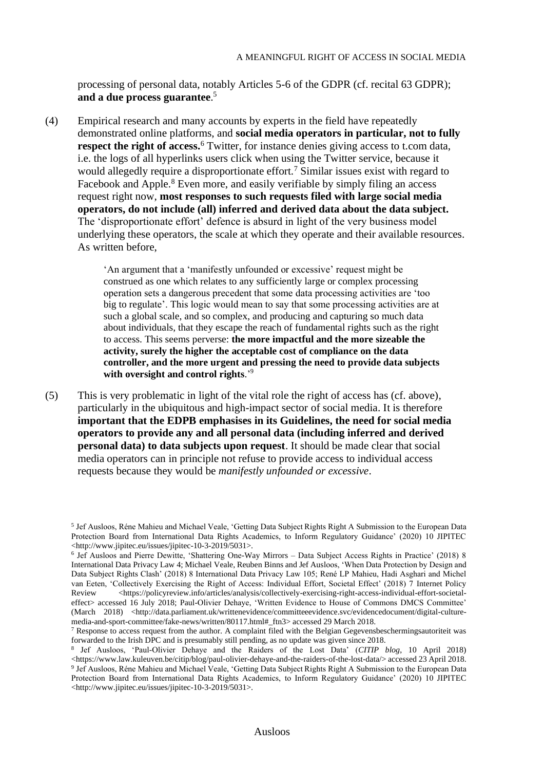processing of personal data, notably Articles 5-6 of the GDPR (cf. recital 63 GDPR); **and a due process guarantee**.[5]

(4) Empirical research and many accounts by experts in the field have repeatedly demonstrated online platforms, and **social media operators in particular, not to fully respect the right of access.**[6] Twitter, for instance denies giving access to t.com data, i.e. the logs of all hyperlinks users click when using the Twitter service, because it would allegedly require a disproportionate effort.[7] Similar issues exist with regard to Facebook and Apple.[8] Even more, and easily verifiable by simply filing an access request right now, **most responses to such requests filed with large social media operators, do not include (all) inferred and derived data about the data subject.** The 'disproportionate effort' defence is absurd in light of the very business model underlying these operators, the scale at which they operate and their available resources. As written before,

> 'An argument that a 'manifestly unfounded or excessive' request might be construed as one which relates to any sufficiently large or complex processing operation sets a dangerous precedent that some data processing activities are 'too big to regulate'. This logic would mean to say that some processing activities are at such a global scale, and so complex, and producing and capturing so much data about individuals, that they escape the reach of fundamental rights such as the right to access. This seems perverse: **the more impactful and the more sizeable the activity, surely the higher the acceptable cost of compliance on the data controller, and the more urgent and pressing the need to provide data subjects with oversight and control rights**.'[9]

(5) This is very problematic in light of the vital role the right of access has (cf. above), particularly in the ubiquitous and high-impact sector of social media. It is therefore **important that the EDPB emphasises in its Guidelines, the need for social media operators to provide any and all personal data (including inferred and derived personal data) to data subjects upon request**. It should be made clear that social media operators can in principle not refuse to provide access to individual access requests because they would be *manifestly unfounded or excessive*.

---

[5] Jef Ausloos, Réne Mahieu and Michael Veale, 'Getting Data Subject Rights Right A Submission to the European Data Protection Board from International Data Rights Academics, to Inform Regulatory Guidance' (2020) 10 JIPITEC <http://www.jipitec.eu/issues/jipitec-10-3-2019/5031>.

[6] Jef Ausloos and Pierre Dewitte, 'Shattering One-Way Mirrors – Data Subject Access Rights in Practice' (2018) 8 International Data Privacy Law 4; Michael Veale, Reuben Binns and Jef Ausloos, 'When Data Protection by Design and Data Subject Rights Clash' (2018) 8 International Data Privacy Law 105; René LP Mahieu, Hadi Asghari and Michel van Eeten, 'Collectively Exercising the Right of Access: Individual Effort, Societal Effect' (2018) 7 Internet Policy Review <https://policyreview.info/articles/analysis/collectively-exercising-right-access-individual-effort-societal-effect> accessed 16 July 2018; Paul-Olivier Dehaye, 'Written Evidence to House of Commons DMCS Committee' (March 2018) <http://data.parliament.uk/writtenevidence/committeeevidence.svc/evidencedocument/digital-culture-media-and-sport-committee/fake-news/written/80117.html#_ftn3> accessed 29 March 2018.

[7] Response to access request from the author. A complaint filed with the Belgian Gegevensbeschermingsautoriteit was forwarded to the Irish DPC and is presumably still pending, as no update was given since 2018.

[8] Jef Ausloos, 'Paul-Olivier Dehaye and the Raiders of the Lost Data' (*CITIP blog*, 10 April 2018) <https://www.law.kuleuven.be/citip/blog/paul-olivier-dehaye-and-the-raiders-of-the-lost-data/> accessed 23 April 2018.

[9] Jef Ausloos, Réne Mahieu and Michael Veale, 'Getting Data Subject Rights Right A Submission to the European Data Protection Board from International Data Rights Academics, to Inform Regulatory Guidance' (2020) 10 JIPITEC <http://www.jipitec.eu/issues/jipitec-10-3-2019/5031>.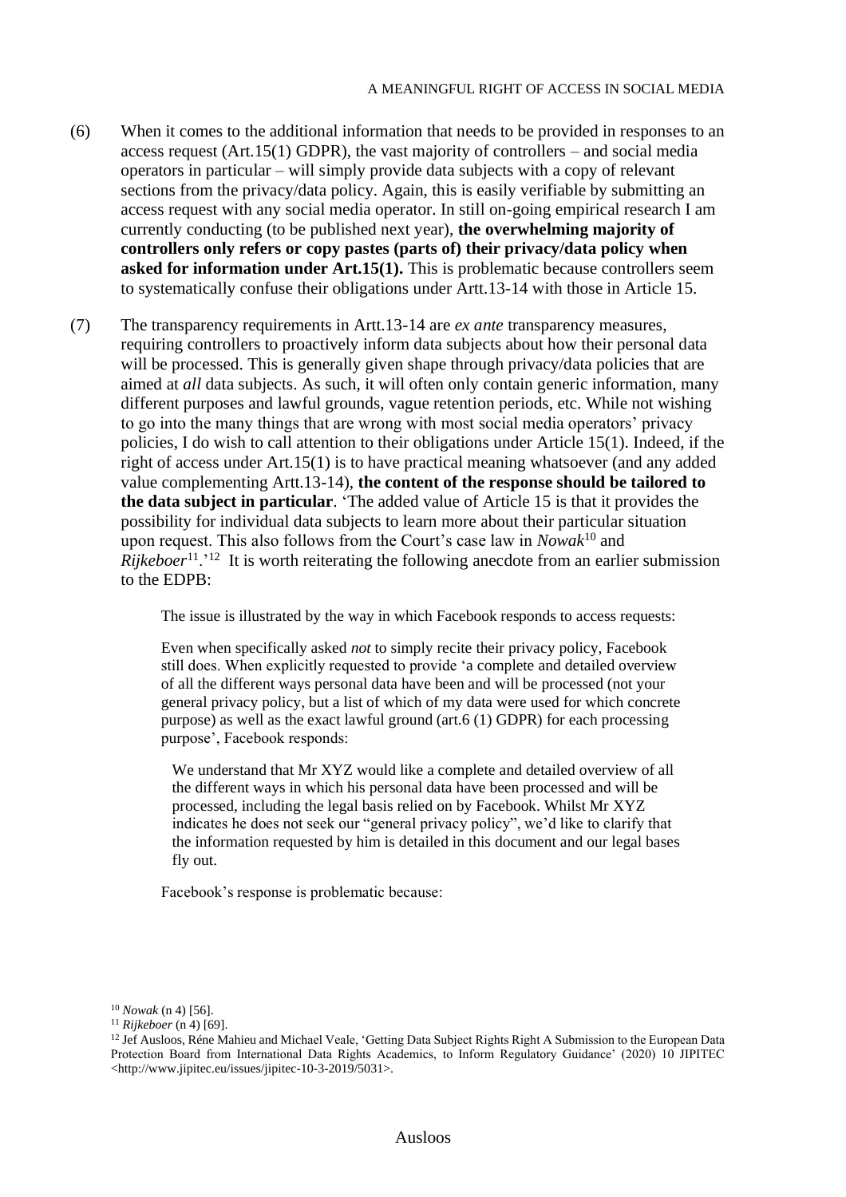(6) When it comes to the additional information that needs to be provided in responses to an access request (Art.15(1) GDPR), the vast majority of controllers – and social media operators in particular – will simply provide data subjects with a copy of relevant sections from the privacy/data policy. Again, this is easily verifiable by submitting an access request with any social media operator. In still on-going empirical research I am currently conducting (to be published next year), **the overwhelming majority of controllers only refers or copy pastes (parts of) their privacy/data policy when asked for information under Art.15(1).** This is problematic because controllers seem to systematically confuse their obligations under Artt.13-14 with those in Article 15.

(7) The transparency requirements in Artt.13-14 are *ex ante* transparency measures, requiring controllers to proactively inform data subjects about how their personal data will be processed. This is generally given shape through privacy/data policies that are aimed at *all* data subjects. As such, it will often only contain generic information, many different purposes and lawful grounds, vague retention periods, etc. While not wishing to go into the many things that are wrong with most social media operators' privacy policies, I do wish to call attention to their obligations under Article 15(1). Indeed, if the right of access under Art.15(1) is to have practical meaning whatsoever (and any added value complementing Artt.13-14), **the content of the response should be tailored to the data subject in particular**. 'The added value of Article 15 is that it provides the possibility for individual data subjects to learn more about their particular situation upon request. This also follows from the Court's case law in *Nowak*[10] and *Rijkeboer*[11].'[12] It is worth reiterating the following anecdote from an earlier submission to the EDPB:

> The issue is illustrated by the way in which Facebook responds to access requests:
>
> Even when specifically asked *not* to simply recite their privacy policy, Facebook still does. When explicitly requested to provide 'a complete and detailed overview of all the different ways personal data have been and will be processed (not your general privacy policy, but a list of which of my data were used for which concrete purpose) as well as the exact lawful ground (art.6 (1) GDPR) for each processing purpose', Facebook responds:
>
> > We understand that Mr XYZ would like a complete and detailed overview of all the different ways in which his personal data have been processed and will be processed, including the legal basis relied on by Facebook. Whilst Mr XYZ indicates he does not seek our "general privacy policy", we'd like to clarify that the information requested by him is detailed in this document and our legal bases fly out.
>
> Facebook's response is problematic because:

[10] *Nowak* (n 4) [56].

[11] *Rijkeboer* (n 4) [69].

[12] Jef Ausloos, Réne Mahieu and Michael Veale, 'Getting Data Subject Rights Right A Submission to the European Data Protection Board from International Data Rights Academics, to Inform Regulatory Guidance' (2020) 10 JIPITEC <http://www.jipitec.eu/issues/jipitec-10-3-2019/5031>.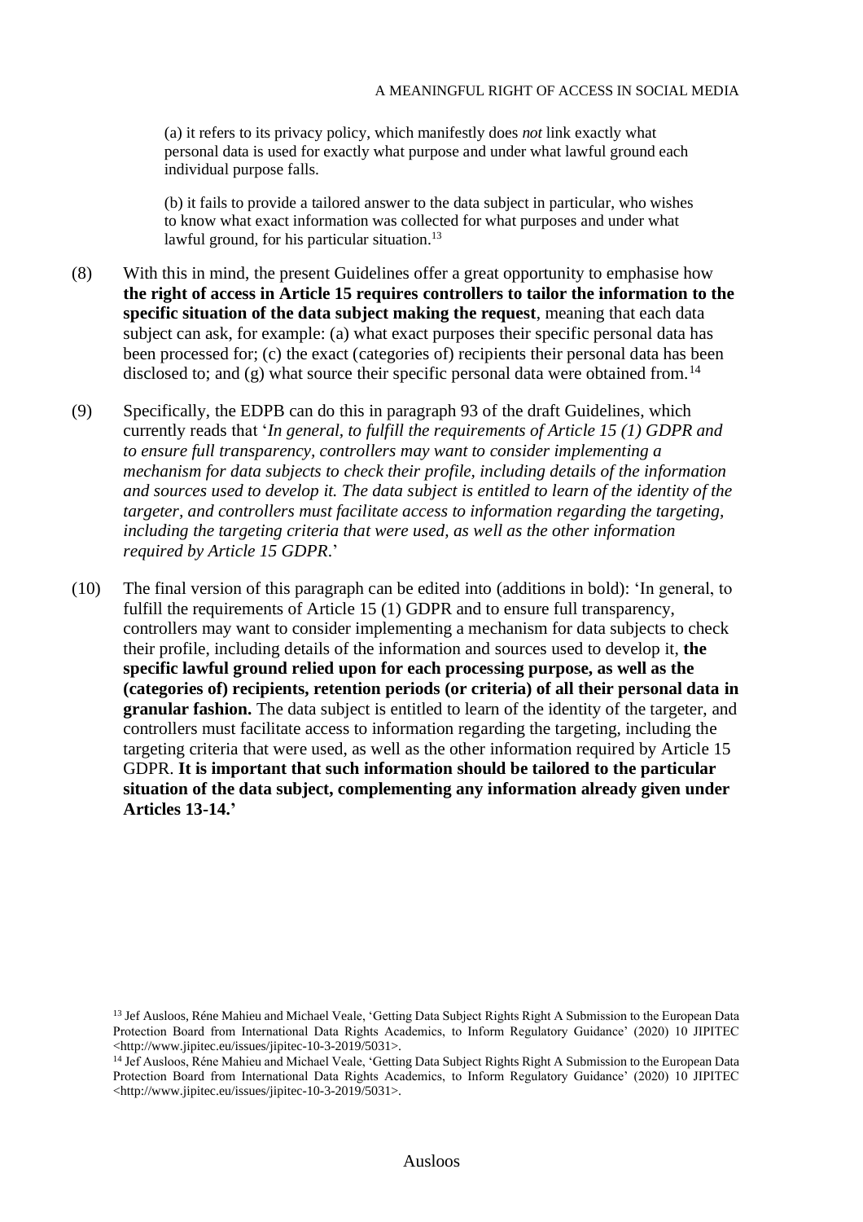(a) it refers to its privacy policy, which manifestly does *not* link exactly what personal data is used for exactly what purpose and under what lawful ground each individual purpose falls.

(b) it fails to provide a tailored answer to the data subject in particular, who wishes to know what exact information was collected for what purposes and under what lawful ground, for his particular situation.[13]

(8) With this in mind, the present Guidelines offer a great opportunity to emphasise how **the right of access in Article 15 requires controllers to tailor the information to the specific situation of the data subject making the request**, meaning that each data subject can ask, for example: (a) what exact purposes their specific personal data has been processed for; (c) the exact (categories of) recipients their personal data has been disclosed to; and (g) what source their specific personal data were obtained from.[14]

(9) Specifically, the EDPB can do this in paragraph 93 of the draft Guidelines, which currently reads that '*In general, to fulfill the requirements of Article 15 (1) GDPR and to ensure full transparency, controllers may want to consider implementing a mechanism for data subjects to check their profile, including details of the information and sources used to develop it. The data subject is entitled to learn of the identity of the targeter, and controllers must facilitate access to information regarding the targeting, including the targeting criteria that were used, as well as the other information required by Article 15 GDPR*.'

(10) The final version of this paragraph can be edited into (additions in bold): 'In general, to fulfill the requirements of Article 15 (1) GDPR and to ensure full transparency, controllers may want to consider implementing a mechanism for data subjects to check their profile, including details of the information and sources used to develop it, **the specific lawful ground relied upon for each processing purpose, as well as the (categories of) recipients, retention periods (or criteria) of all their personal data in granular fashion.** The data subject is entitled to learn of the identity of the targeter, and controllers must facilitate access to information regarding the targeting, including the targeting criteria that were used, as well as the other information required by Article 15 GDPR. **It is important that such information should be tailored to the particular situation of the data subject, complementing any information already given under Articles 13-14.'**

[13] Jef Ausloos, Réne Mahieu and Michael Veale, 'Getting Data Subject Rights Right A Submission to the European Data Protection Board from International Data Rights Academics, to Inform Regulatory Guidance' (2020) 10 JIPITEC <http://www.jipitec.eu/issues/jipitec-10-3-2019/5031>.

[14] Jef Ausloos, Réne Mahieu and Michael Veale, 'Getting Data Subject Rights Right A Submission to the European Data Protection Board from International Data Rights Academics, to Inform Regulatory Guidance' (2020) 10 JIPITEC <http://www.jipitec.eu/issues/jipitec-10-3-2019/5031>.